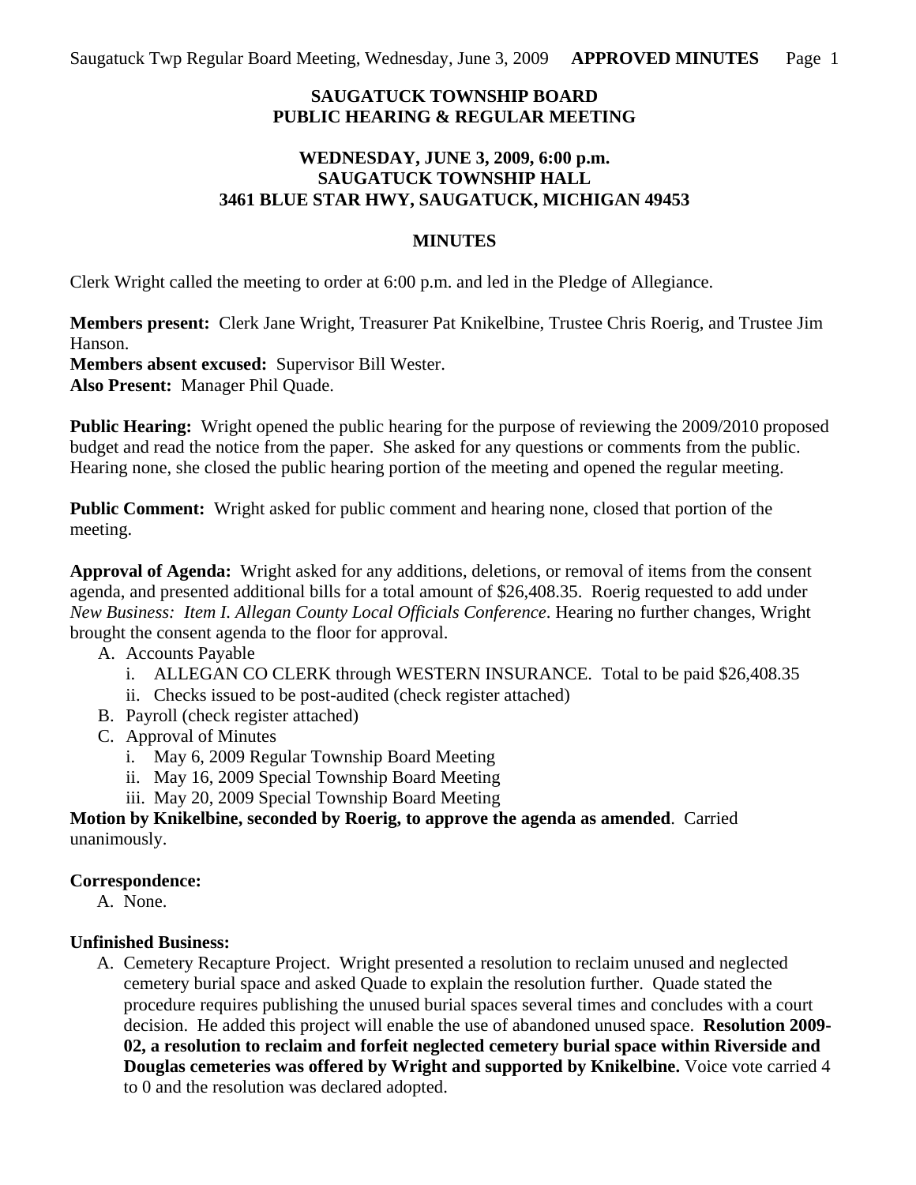# SAUGATUCK TOWNSHIP BOARD
# PUBLIC HEARING & REGULAR MEETING

## WEDNESDAY, JUNE 3, 2009, 6:00 p.m.
## SAUGATUCK TOWNSHIP HALL
## 3461 BLUE STAR HWY, SAUGATUCK, MICHIGAN 49453

## MINUTES

Clerk Wright called the meeting to order at 6:00 p.m. and led in the Pledge of Allegiance.

**Members present:** Clerk Jane Wright, Treasurer Pat Knikelbine, Trustee Chris Roerig, and Trustee Jim Hanson.
**Members absent excused:** Supervisor Bill Wester.
**Also Present:** Manager Phil Quade.

**Public Hearing:** Wright opened the public hearing for the purpose of reviewing the 2009/2010 proposed budget and read the notice from the paper. She asked for any questions or comments from the public. Hearing none, she closed the public hearing portion of the meeting and opened the regular meeting.

**Public Comment:** Wright asked for public comment and hearing none, closed that portion of the meeting.

**Approval of Agenda:** Wright asked for any additions, deletions, or removal of items from the consent agenda, and presented additional bills for a total amount of $26,408.35. Roerig requested to add under *New Business: Item I. Allegan County Local Officials Conference*. Hearing no further changes, Wright brought the consent agenda to the floor for approval.

A. Accounts Payable
   i. ALLEGAN CO CLERK through WESTERN INSURANCE. Total to be paid $26,408.35
   ii. Checks issued to be post-audited (check register attached)
B. Payroll (check register attached)
C. Approval of Minutes
   i. May 6, 2009 Regular Township Board Meeting
   ii. May 16, 2009 Special Township Board Meeting
   iii. May 20, 2009 Special Township Board Meeting

**Motion by Knikelbine, seconded by Roerig, to approve the agenda as amended**. Carried unanimously.

**Correspondence:**

A. None.

**Unfinished Business:**

A. Cemetery Recapture Project. Wright presented a resolution to reclaim unused and neglected cemetery burial space and asked Quade to explain the resolution further. Quade stated the procedure requires publishing the unused burial spaces several times and concludes with a court decision. He added this project will enable the use of abandoned unused space. **Resolution 2009-02, a resolution to reclaim and forfeit neglected cemetery burial space within Riverside and Douglas cemeteries was offered by Wright and supported by Knikelbine.** Voice vote carried 4 to 0 and the resolution was declared adopted.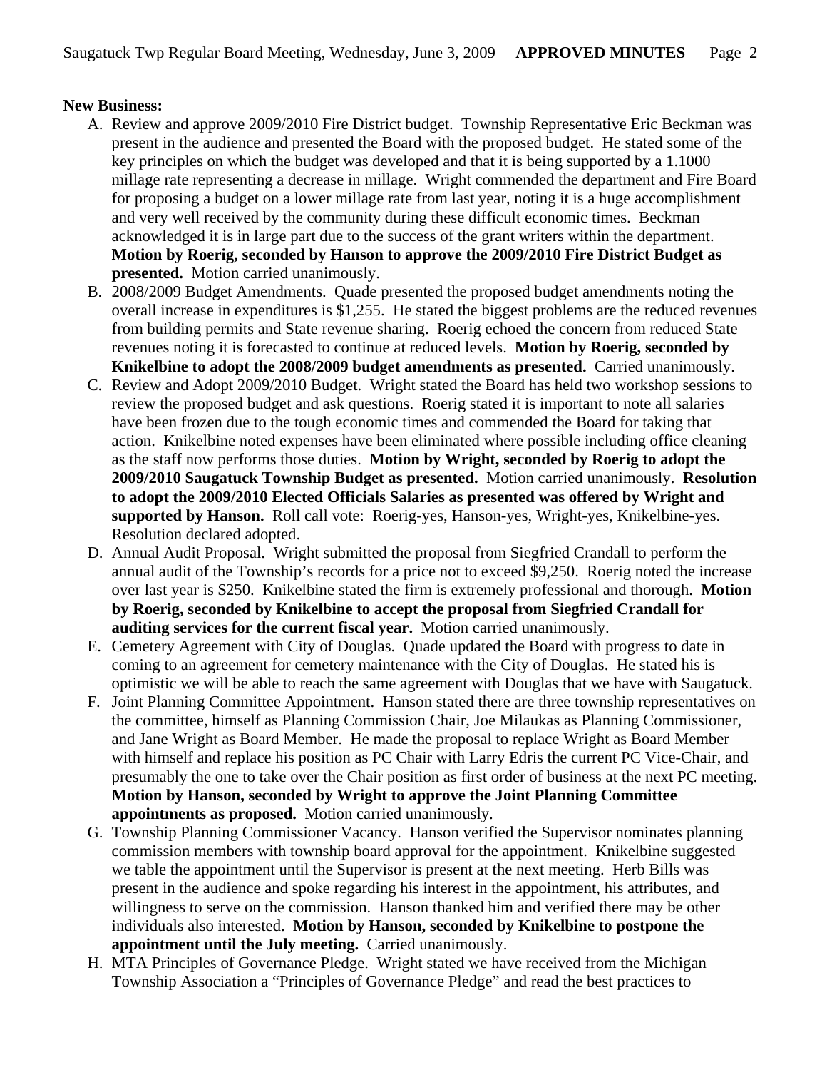**New Business:**

A. Review and approve 2009/2010 Fire District budget. Township Representative Eric Beckman was present in the audience and presented the Board with the proposed budget. He stated some of the key principles on which the budget was developed and that it is being supported by a 1.1000 millage rate representing a decrease in millage. Wright commended the department and Fire Board for proposing a budget on a lower millage rate from last year, noting it is a huge accomplishment and very well received by the community during these difficult economic times. Beckman acknowledged it is in large part due to the success of the grant writers within the department. **Motion by Roerig, seconded by Hanson to approve the 2009/2010 Fire District Budget as presented.** Motion carried unanimously.

B. 2008/2009 Budget Amendments. Quade presented the proposed budget amendments noting the overall increase in expenditures is $1,255. He stated the biggest problems are the reduced revenues from building permits and State revenue sharing. Roerig echoed the concern from reduced State revenues noting it is forecasted to continue at reduced levels. **Motion by Roerig, seconded by Knikelbine to adopt the 2008/2009 budget amendments as presented.** Carried unanimously.

C. Review and Adopt 2009/2010 Budget. Wright stated the Board has held two workshop sessions to review the proposed budget and ask questions. Roerig stated it is important to note all salaries have been frozen due to the tough economic times and commended the Board for taking that action. Knikelbine noted expenses have been eliminated where possible including office cleaning as the staff now performs those duties. **Motion by Wright, seconded by Roerig to adopt the 2009/2010 Saugatuck Township Budget as presented.** Motion carried unanimously. **Resolution to adopt the 2009/2010 Elected Officials Salaries as presented was offered by Wright and supported by Hanson.** Roll call vote: Roerig-yes, Hanson-yes, Wright-yes, Knikelbine-yes. Resolution declared adopted.

D. Annual Audit Proposal. Wright submitted the proposal from Siegfried Crandall to perform the annual audit of the Township's records for a price not to exceed $9,250. Roerig noted the increase over last year is $250. Knikelbine stated the firm is extremely professional and thorough. **Motion by Roerig, seconded by Knikelbine to accept the proposal from Siegfried Crandall for auditing services for the current fiscal year.** Motion carried unanimously.

E. Cemetery Agreement with City of Douglas. Quade updated the Board with progress to date in coming to an agreement for cemetery maintenance with the City of Douglas. He stated his is optimistic we will be able to reach the same agreement with Douglas that we have with Saugatuck.

F. Joint Planning Committee Appointment. Hanson stated there are three township representatives on the committee, himself as Planning Commission Chair, Joe Milaukas as Planning Commissioner, and Jane Wright as Board Member. He made the proposal to replace Wright as Board Member with himself and replace his position as PC Chair with Larry Edris the current PC Vice-Chair, and presumably the one to take over the Chair position as first order of business at the next PC meeting. **Motion by Hanson, seconded by Wright to approve the Joint Planning Committee appointments as proposed.** Motion carried unanimously.

G. Township Planning Commissioner Vacancy. Hanson verified the Supervisor nominates planning commission members with township board approval for the appointment. Knikelbine suggested we table the appointment until the Supervisor is present at the next meeting. Herb Bills was present in the audience and spoke regarding his interest in the appointment, his attributes, and willingness to serve on the commission. Hanson thanked him and verified there may be other individuals also interested. **Motion by Hanson, seconded by Knikelbine to postpone the appointment until the July meeting.** Carried unanimously.

H. MTA Principles of Governance Pledge. Wright stated we have received from the Michigan Township Association a "Principles of Governance Pledge" and read the best practices to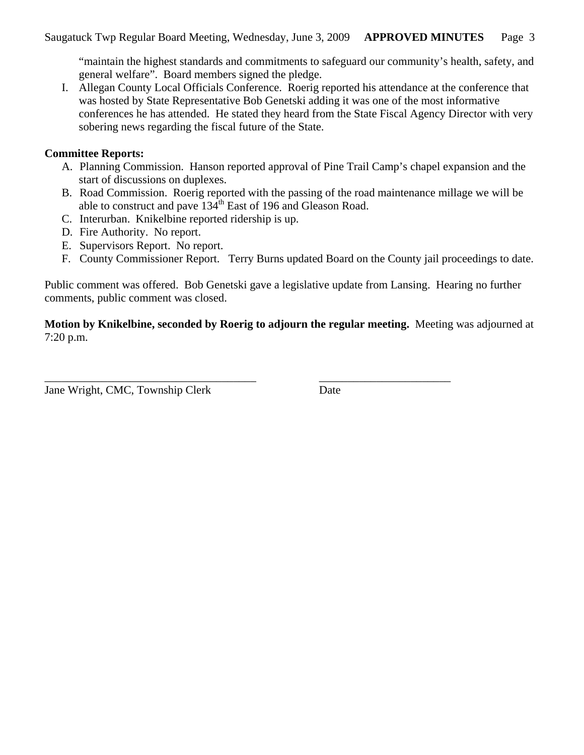"maintain the highest standards and commitments to safeguard our community's health, safety, and general welfare". Board members signed the pledge.

I. Allegan County Local Officials Conference. Roerig reported his attendance at the conference that was hosted by State Representative Bob Genetski adding it was one of the most informative conferences he has attended. He stated they heard from the State Fiscal Agency Director with very sobering news regarding the fiscal future of the State.

**Committee Reports:**

A. Planning Commission. Hanson reported approval of Pine Trail Camp's chapel expansion and the start of discussions on duplexes.
B. Road Commission. Roerig reported with the passing of the road maintenance millage we will be able to construct and pave 134th East of 196 and Gleason Road.
C. Interurban. Knikelbine reported ridership is up.
D. Fire Authority. No report.
E. Supervisors Report. No report.
F. County Commissioner Report. Terry Burns updated Board on the County jail proceedings to date.

Public comment was offered. Bob Genetski gave a legislative update from Lansing. Hearing no further comments, public comment was closed.

**Motion by Knikelbine, seconded by Roerig to adjourn the regular meeting.** Meeting was adjourned at 7:20 p.m.

\_\_\_\_\_\_\_\_\_\_\_\_\_\_\_\_\_\_\_\_\_\_\_\_\_\_\_\_\_\_\_\_\_\_\_\_\_\_ \_\_\_\_\_\_\_\_\_\_\_\_\_\_\_\_\_\_\_\_\_\_\_\_

Jane Wright, CMC, Township Clerk Date